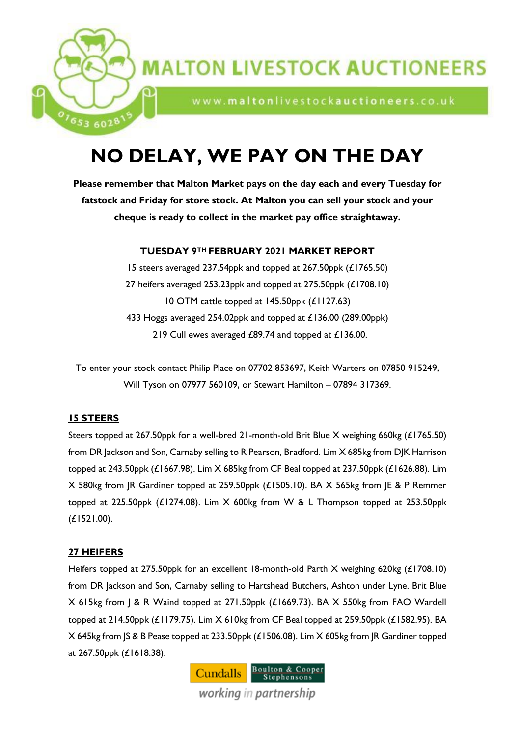# MALTON LIVESTOCK AUCTIONEERS

www.maltonlivestockauctioneers.co.uk

01653 602815

# NO DELAY, WE PAY ON THE DAY

**Please remember that Malton Market pays on the day each and every Tuesday for fatstock and Friday for store stock. At Malton you can sell your stock and your cheque is ready to collect in the market pay office straightaway.**

## TUESDAY 9TH FEBRUARY 2021 MARKET REPORT

15 steers averaged 237.54ppk and topped at 267.50ppk (£1765.50)

27 heifers averaged 253.23ppk and topped at 275.50ppk (£1708.10)

10 OTM cattle topped at 145.50ppk (£1127.63)

433 Hoggs averaged 254.02ppk and topped at £136.00 (289.00ppk)

219 Cull ewes averaged £89.74 and topped at £136.00.

To enter your stock contact Philip Place on 07702 853697, Keith Warters on 07850 915249, Will Tyson on 07977 560109, or Stewart Hamilton – 07894 317369.

### 15 STEERS

Steers topped at 267.50ppk for a well-bred 21-month-old Brit Blue X weighing 660kg (£1765.50) from DR Jackson and Son, Carnaby selling to R Pearson, Bradford. Lim X 685kg from DJK Harrison topped at 243.50ppk (£1667.98). Lim X 685kg from CF Beal topped at 237.50ppk (£1626.88). Lim X 580kg from JR Gardiner topped at 259.50ppk (£1505.10). BA X 565kg from JE & P Remmer topped at 225.50ppk (£1274.08). Lim X 600kg from W & L Thompson topped at 253.50ppk (£1521.00).

### 27 HEIFERS

Heifers topped at 275.50ppk for an excellent 18-month-old Parth X weighing 620kg (£1708.10) from DR Jackson and Son, Carnaby selling to Hartshead Butchers, Ashton under Lyne. Brit Blue X 615kg from J & R Waind topped at 271.50ppk (£1669.73). BA X 550kg from FAO Wardell topped at 214.50ppk (£1179.75). Lim X 610kg from CF Beal topped at 259.50ppk (£1582.95). BA X 645kg from JS & B Pease topped at 233.50ppk (£1506.08). Lim X 605kg from JR Gardiner topped at 267.50ppk (£1618.38).

Cundalls | Boulton & Cooper Stephensons

*working in partnership*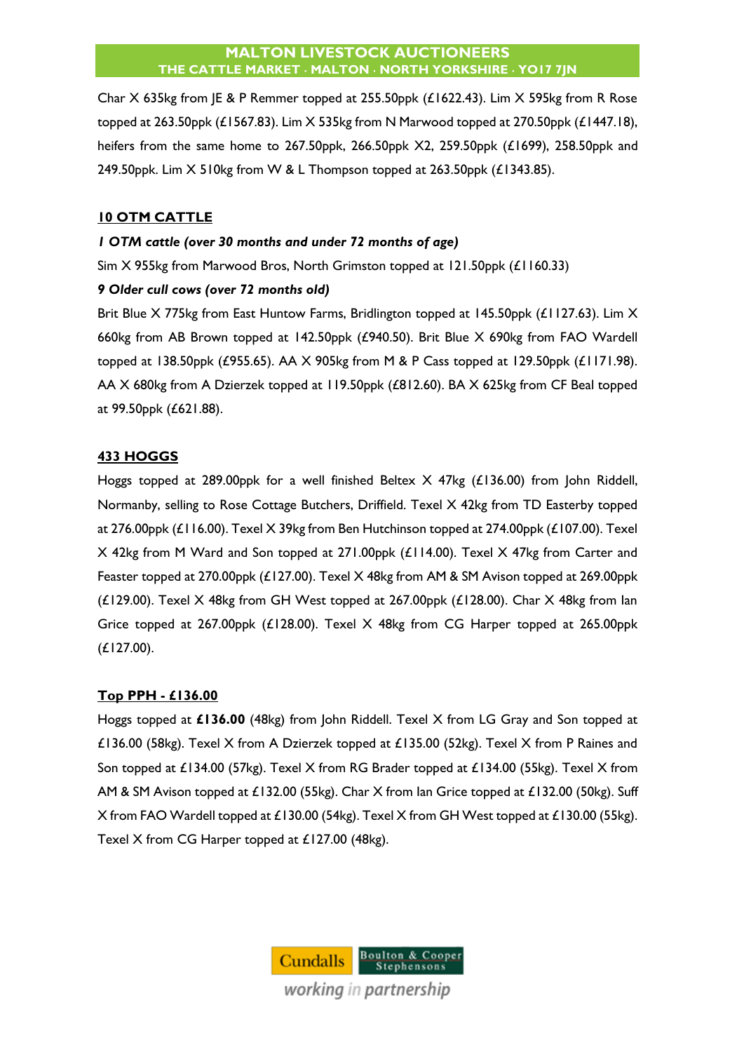Char X 635kg from JE & P Remmer topped at 255.50ppk (£1622.43). Lim X 595kg from R Rose topped at 263.50ppk (£1567.83). Lim X 535kg from N Marwood topped at 270.50ppk (£1447.18), heifers from the same home to 267.50ppk, 266.50ppk X2, 259.50ppk (£1699), 258.50ppk and 249.50ppk. Lim X 510kg from W & L Thompson topped at 263.50ppk (£1343.85).

## 10 OTM CATTLE

***1 OTM cattle (over 30 months and under 72 months of age)***

Sim X 955kg from Marwood Bros, North Grimston topped at 121.50ppk (£1160.33)

***9 Older cull cows (over 72 months old)***

Brit Blue X 775kg from East Huntow Farms, Bridlington topped at 145.50ppk (£1127.63). Lim X 660kg from AB Brown topped at 142.50ppk (£940.50). Brit Blue X 690kg from FAO Wardell topped at 138.50ppk (£955.65). AA X 905kg from M & P Cass topped at 129.50ppk (£1171.98). AA X 680kg from A Dzierzek topped at 119.50ppk (£812.60). BA X 625kg from CF Beal topped at 99.50ppk (£621.88).

## 433 HOGGS

Hoggs topped at 289.00ppk for a well finished Beltex X 47kg (£136.00) from John Riddell, Normanby, selling to Rose Cottage Butchers, Driffield. Texel X 42kg from TD Easterby topped at 276.00ppk (£116.00). Texel X 39kg from Ben Hutchinson topped at 274.00ppk (£107.00). Texel X 42kg from M Ward and Son topped at 271.00ppk (£114.00). Texel X 47kg from Carter and Feaster topped at 270.00ppk (£127.00). Texel X 48kg from AM & SM Avison topped at 269.00ppk (£129.00). Texel X 48kg from GH West topped at 267.00ppk (£128.00). Char X 48kg from Ian Grice topped at 267.00ppk (£128.00). Texel X 48kg from CG Harper topped at 265.00ppk (£127.00).

## Top PPH - £136.00

Hoggs topped at **£136.00** (48kg) from John Riddell. Texel X from LG Gray and Son topped at £136.00 (58kg). Texel X from A Dzierzek topped at £135.00 (52kg). Texel X from P Raines and Son topped at £134.00 (57kg). Texel X from RG Brader topped at £134.00 (55kg). Texel X from AM & SM Avison topped at £132.00 (55kg). Char X from Ian Grice topped at £132.00 (50kg). Suff X from FAO Wardell topped at £130.00 (54kg). Texel X from GH West topped at £130.00 (55kg). Texel X from CG Harper topped at £127.00 (48kg).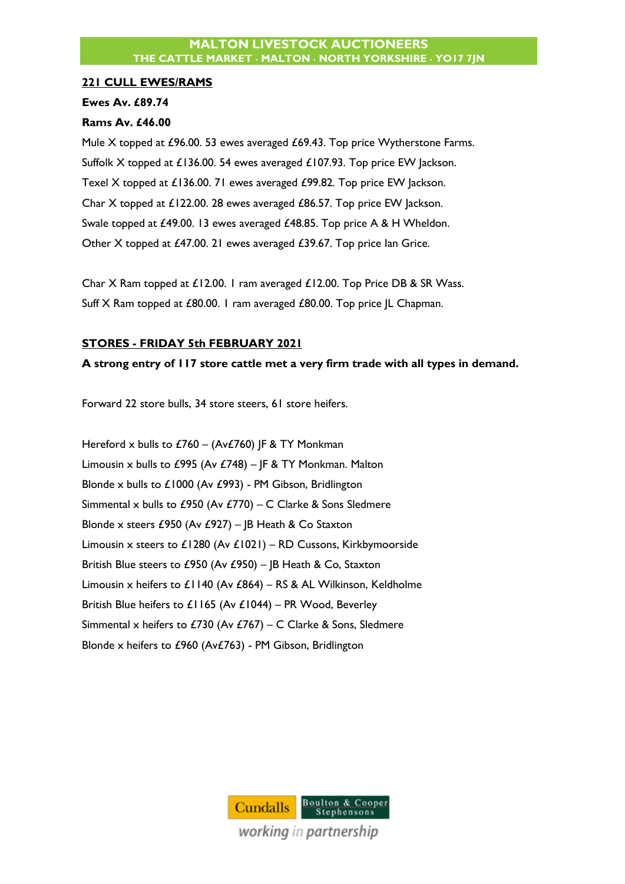## 221 CULL EWES/RAMS

**Ewes Av. £89.74**

**Rams Av. £46.00**

Mule X topped at £96.00. 53 ewes averaged £69.43. Top price Wytherstone Farms.
Suffolk X topped at £136.00. 54 ewes averaged £107.93. Top price EW Jackson.
Texel X topped at £136.00. 71 ewes averaged £99.82. Top price EW Jackson.
Char X topped at £122.00. 28 ewes averaged £86.57. Top price EW Jackson.
Swale topped at £49.00. 13 ewes averaged £48.85. Top price A & H Wheldon.
Other X topped at £47.00. 21 ewes averaged £39.67. Top price Ian Grice.

Char X Ram topped at £12.00. 1 ram averaged £12.00. Top Price DB & SR Wass.
Suff X Ram topped at £80.00. 1 ram averaged £80.00. Top price JL Chapman.

## STORES - FRIDAY 5th FEBRUARY 2021

**A strong entry of 117 store cattle met a very firm trade with all types in demand.**

Forward 22 store bulls, 34 store steers, 61 store heifers.

Hereford x bulls to £760 – (Av£760) JF & TY Monkman
Limousin x bulls to £995 (Av £748) – JF & TY Monkman. Malton
Blonde x bulls to £1000 (Av £993) - PM Gibson, Bridlington
Simmental x bulls to £950 (Av £770) – C Clarke & Sons Sledmere
Blonde x steers £950 (Av £927) – JB Heath & Co Staxton
Limousin x steers to £1280 (Av £1021) – RD Cussons, Kirkbymoorside
British Blue steers to £950 (Av £950) – JB Heath & Co, Staxton
Limousin x heifers to £1140 (Av £864) – RS & AL Wilkinson, Keldholme
British Blue heifers to £1165 (Av £1044) – PR Wood, Beverley
Simmental x heifers to £730 (Av £767) – C Clarke & Sons, Sledmere
Blonde x heifers to £960 (Av£763) - PM Gibson, Bridlington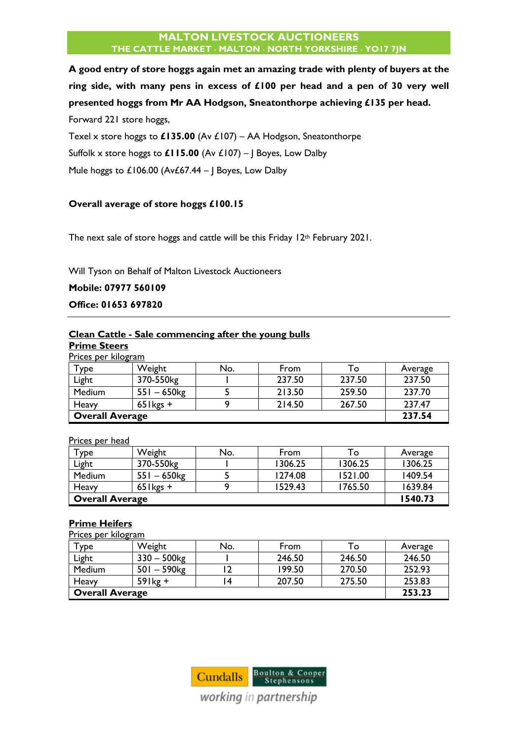**A good entry of store hoggs again met an amazing trade with plenty of buyers at the ring side, with many pens in excess of £100 per head and a pen of 30 very well presented hoggs from Mr AA Hodgson, Sneatonthorpe achieving £135 per head.**

Forward 221 store hoggs,

Texel x store hoggs to **£135.00** (Av £107) – AA Hodgson, Sneatonthorpe

Suffolk x store hoggs to **£115.00** (Av £107) – J Boyes, Low Dalby

Mule hoggs to £106.00 (Av£67.44 – J Boyes, Low Dalby

**Overall average of store hoggs £100.15**

The next sale of store hoggs and cattle will be this Friday 12th February 2021.

Will Tyson on Behalf of Malton Livestock Auctioneers

**Mobile: 07977 560109**

**Office: 01653 697820**

---

## Clean Cattle - Sale commencing after the young bulls

### Prime Steers

Prices per kilogram

| Type | Weight | No. | From | To | Average |
|---|---|---|---|---|---|
| Light | 370-550kg | 1 | 237.50 | 237.50 | 237.50 |
| Medium | 551 – 650kg | 5 | 213.50 | 259.50 | 237.70 |
| Heavy | 651kgs + | 9 | 214.50 | 267.50 | 237.47 |
| **Overall Average** | | | | | **237.54** |

Prices per head

| Type | Weight | No. | From | To | Average |
|---|---|---|---|---|---|
| Light | 370-550kg | 1 | 1306.25 | 1306.25 | 1306.25 |
| Medium | 551 – 650kg | 5 | 1274.08 | 1521.00 | 1409.54 |
| Heavy | 651kgs + | 9 | 1529.43 | 1765.50 | 1639.84 |
| **Overall Average** | | | | | **1540.73** |

### Prime Heifers

Prices per kilogram

| Type | Weight | No. | From | To | Average |
|---|---|---|---|---|---|
| Light | 330 – 500kg | 1 | 246.50 | 246.50 | 246.50 |
| Medium | 501 – 590kg | 12 | 199.50 | 270.50 | 252.93 |
| Heavy | 591kg + | 14 | 207.50 | 275.50 | 253.83 |
| **Overall Average** | | | | | **253.23** |

Cundalls | Boulton & Cooper Stephensons

working in partnership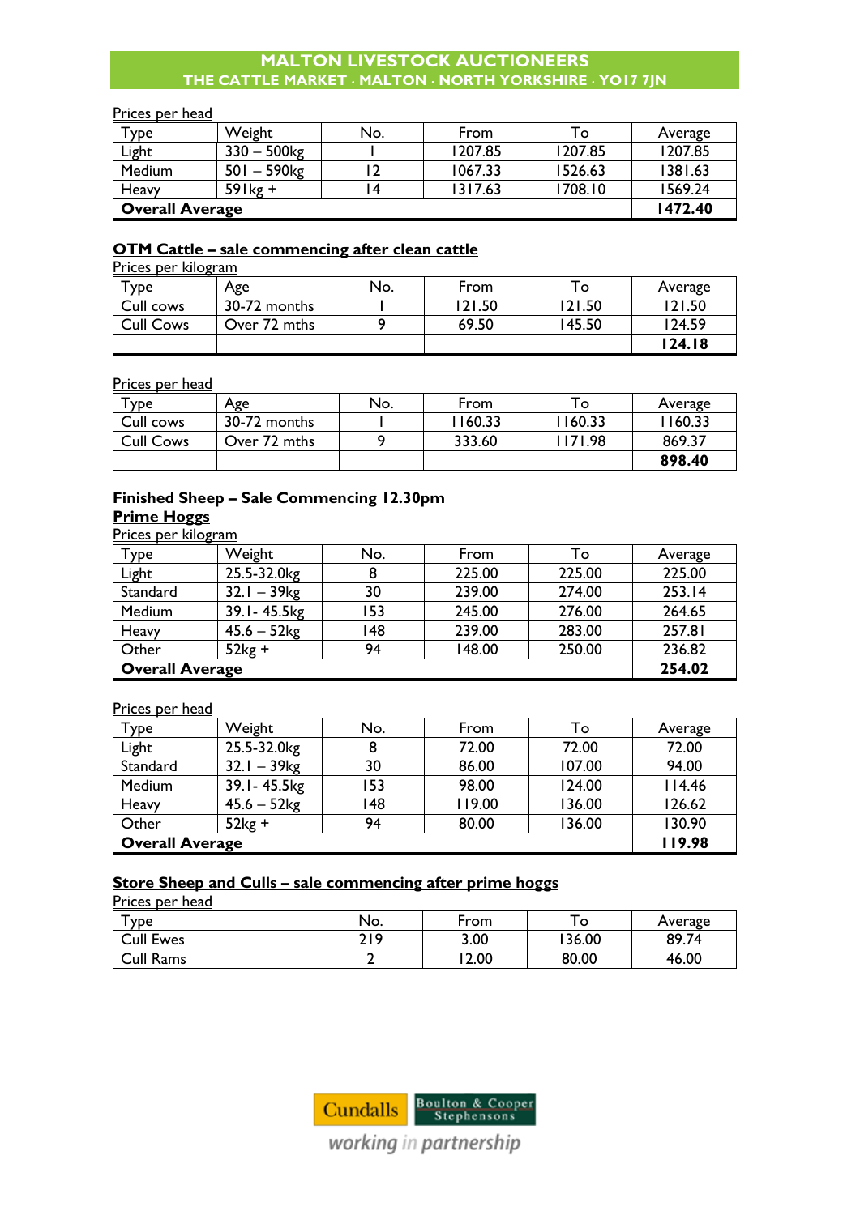MALTON LIVESTOCK AUCTIONEERS
THE CATTLE MARKET · MALTON · NORTH YORKSHIRE · YO17 7JN

Prices per head

| Type | Weight | No. | From | To | Average |
|---|---|---|---|---|---|
| Light | 330 – 500kg | 1 | 1207.85 | 1207.85 | 1207.85 |
| Medium | 501 – 590kg | 12 | 1067.33 | 1526.63 | 1381.63 |
| Heavy | 591kg + | 14 | 1317.63 | 1708.10 | 1569.24 |
| **Overall Average** | | | | | **1472.40** |

**OTM Cattle – sale commencing after clean cattle**

Prices per kilogram

| Type | Age | No. | From | To | Average |
|---|---|---|---|---|---|
| Cull cows | 30-72 months | 1 | 121.50 | 121.50 | 121.50 |
| Cull Cows | Over 72 mths | 9 | 69.50 | 145.50 | 124.59 |
| | | | | | **124.18** |

Prices per head

| Type | Age | No. | From | To | Average |
|---|---|---|---|---|---|
| Cull cows | 30-72 months | 1 | 1160.33 | 1160.33 | 1160.33 |
| Cull Cows | Over 72 mths | 9 | 333.60 | 1171.98 | 869.37 |
| | | | | | **898.40** |

**Finished Sheep – Sale Commencing 12.30pm**

**Prime Hoggs**

Prices per kilogram

| Type | Weight | No. | From | To | Average |
|---|---|---|---|---|---|
| Light | 25.5-32.0kg | 8 | 225.00 | 225.00 | 225.00 |
| Standard | 32.1 – 39kg | 30 | 239.00 | 274.00 | 253.14 |
| Medium | 39.1- 45.5kg | 153 | 245.00 | 276.00 | 264.65 |
| Heavy | 45.6 – 52kg | 148 | 239.00 | 283.00 | 257.81 |
| Other | 52kg + | 94 | 148.00 | 250.00 | 236.82 |
| **Overall Average** | | | | | **254.02** |

Prices per head

| Type | Weight | No. | From | To | Average |
|---|---|---|---|---|---|
| Light | 25.5-32.0kg | 8 | 72.00 | 72.00 | 72.00 |
| Standard | 32.1 – 39kg | 30 | 86.00 | 107.00 | 94.00 |
| Medium | 39.1- 45.5kg | 153 | 98.00 | 124.00 | 114.46 |
| Heavy | 45.6 – 52kg | 148 | 119.00 | 136.00 | 126.62 |
| Other | 52kg + | 94 | 80.00 | 136.00 | 130.90 |
| **Overall Average** | | | | | **119.98** |

**Store Sheep and Culls – sale commencing after prime hoggs**

Prices per head

| Type | No. | From | To | Average |
|---|---|---|---|---|
| Cull Ewes | 219 | 3.00 | 136.00 | 89.74 |
| Cull Rams | 2 | 12.00 | 80.00 | 46.00 |

Cundalls | Boulton & Cooper Stephensons

working in partnership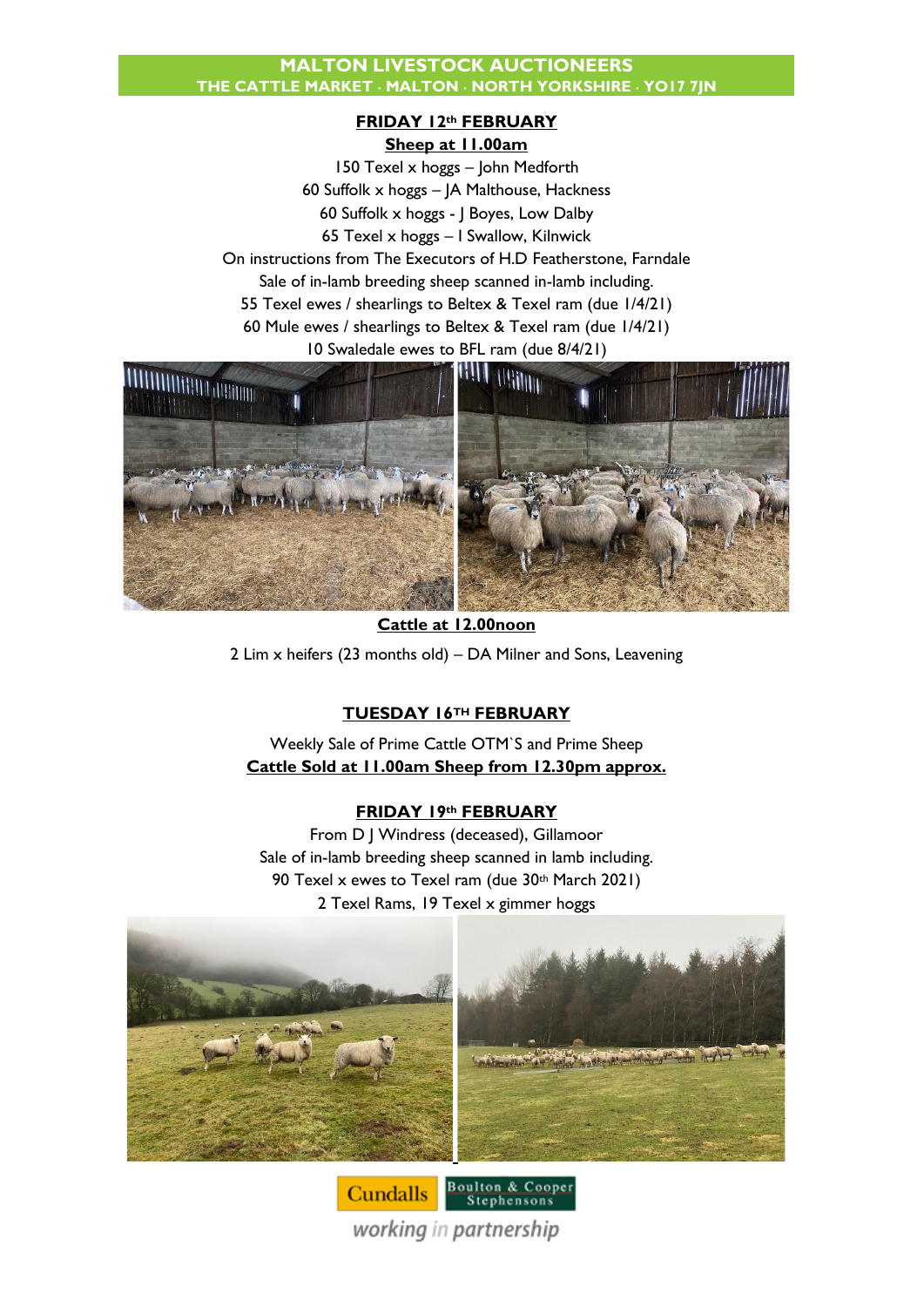# MALTON LIVESTOCK AUCTIONEERS

**THE CATTLE MARKET · MALTON · NORTH YORKSHIRE · YO17 7JN**

## FRIDAY 12th FEBRUARY

**Sheep at 11.00am**

150 Texel x hoggs – John Medforth

60 Suffolk x hoggs – JA Malthouse, Hackness

60 Suffolk x hoggs - J Boyes, Low Dalby

65 Texel x hoggs – I Swallow, Kilnwick

On instructions from The Executors of H.D Featherstone, Farndale

Sale of in-lamb breeding sheep scanned in-lamb including.

55 Texel ewes / shearlings to Beltex & Texel ram (due 1/4/21)

60 Mule ewes / shearlings to Beltex & Texel ram (due 1/4/21)

10 Swaledale ewes to BFL ram (due 8/4/21)

**Cattle at 12.00noon**

2 Lim x heifers (23 months old) – DA Milner and Sons, Leavening

## TUESDAY 16TH FEBRUARY

Weekly Sale of Prime Cattle OTM`S and Prime Sheep

**Cattle Sold at 11.00am Sheep from 12.30pm approx.**

## FRIDAY 19th FEBRUARY

From D J Windress (deceased), Gillamoor

Sale of in-lamb breeding sheep scanned in lamb including.

90 Texel x ewes to Texel ram (due 30th March 2021)

2 Texel Rams, 19 Texel x gimmer hoggs

Cundalls | Boulton & Cooper Stephensons

*working in partnership*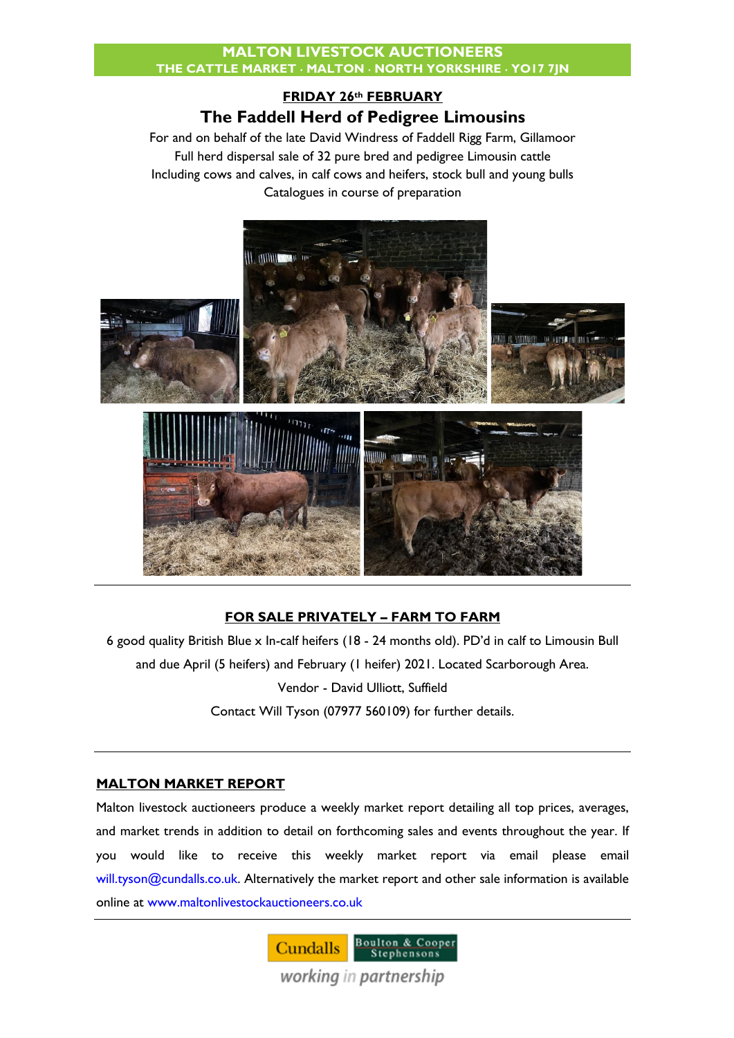**MALTON LIVESTOCK AUCTIONEERS**
**THE CATTLE MARKET · MALTON · NORTH YORKSHIRE · YO17 7JN**

## FRIDAY 26th FEBRUARY

## The Faddell Herd of Pedigree Limousins

For and on behalf of the late David Windress of Faddell Rigg Farm, Gillamoor
Full herd dispersal sale of 32 pure bred and pedigree Limousin cattle
Including cows and calves, in calf cows and heifers, stock bull and young bulls
Catalogues in course of preparation

---

## FOR SALE PRIVATELY – FARM TO FARM

6 good quality British Blue x In-calf heifers (18 - 24 months old). PD'd in calf to Limousin Bull and due April (5 heifers) and February (1 heifer) 2021. Located Scarborough Area.

Vendor - David Ulliott, Suffield

Contact Will Tyson (07977 560109) for further details.

---

## MALTON MARKET REPORT

Malton livestock auctioneers produce a weekly market report detailing all top prices, averages, and market trends in addition to detail on forthcoming sales and events throughout the year. If you would like to receive this weekly market report via email please email will.tyson@cundalls.co.uk. Alternatively the market report and other sale information is available online at www.maltonlivestockauctioneers.co.uk

---

Cundalls | Boulton & Cooper Stephensons

*working in partnership*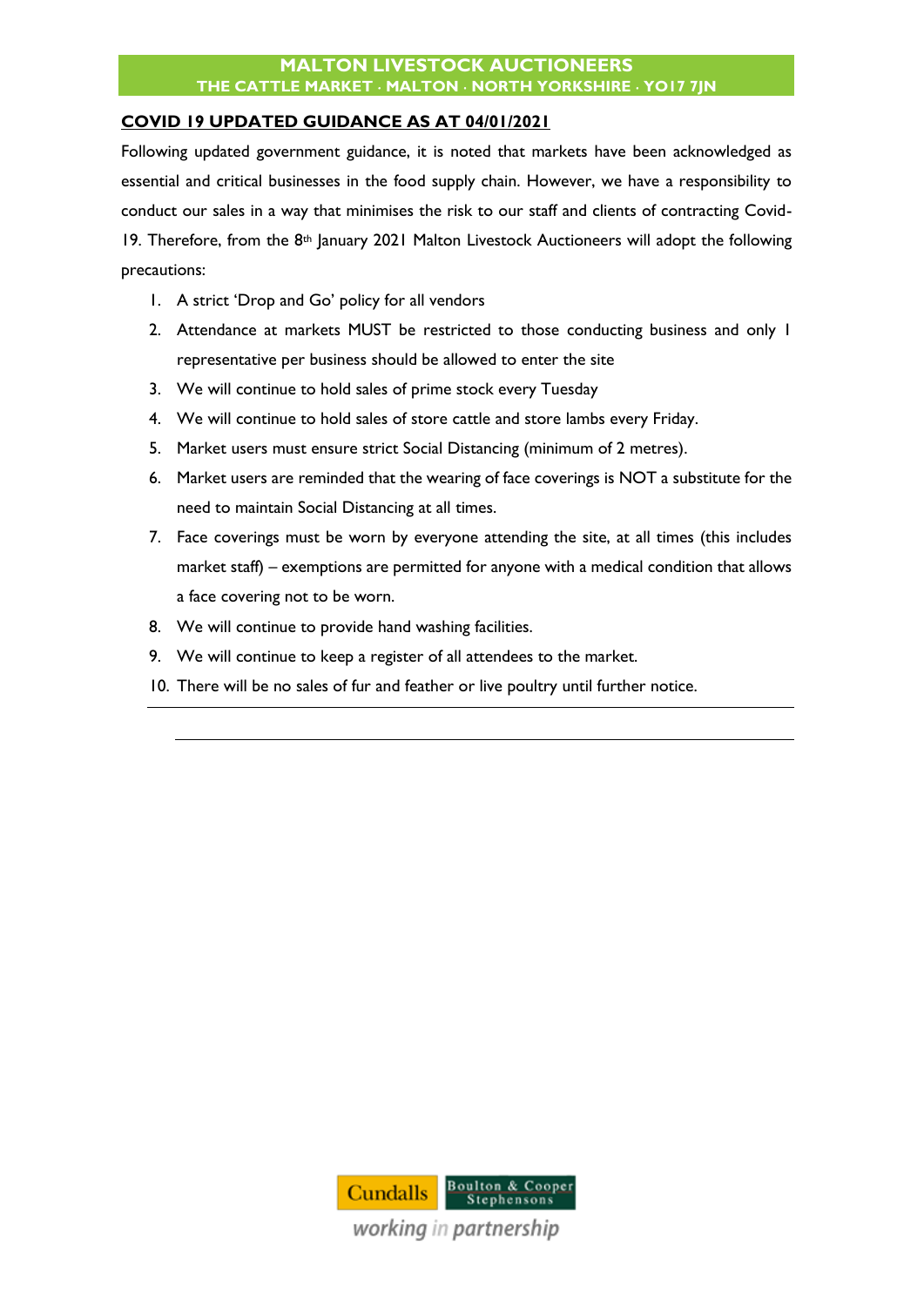**MALTON LIVESTOCK AUCTIONEERS**
**THE CATTLE MARKET · MALTON · NORTH YORKSHIRE · YO17 7JN**

## COVID 19 UPDATED GUIDANCE AS AT 04/01/2021

Following updated government guidance, it is noted that markets have been acknowledged as essential and critical businesses in the food supply chain. However, we have a responsibility to conduct our sales in a way that minimises the risk to our staff and clients of contracting Covid-19. Therefore, from the 8th January 2021 Malton Livestock Auctioneers will adopt the following precautions:

1. A strict 'Drop and Go' policy for all vendors
2. Attendance at markets MUST be restricted to those conducting business and only 1 representative per business should be allowed to enter the site
3. We will continue to hold sales of prime stock every Tuesday
4. We will continue to hold sales of store cattle and store lambs every Friday.
5. Market users must ensure strict Social Distancing (minimum of 2 metres).
6. Market users are reminded that the wearing of face coverings is NOT a substitute for the need to maintain Social Distancing at all times.
7. Face coverings must be worn by everyone attending the site, at all times (this includes market staff) – exemptions are permitted for anyone with a medical condition that allows a face covering not to be worn.
8. We will continue to provide hand washing facilities.
9. We will continue to keep a register of all attendees to the market.
10. There will be no sales of fur and feather or live poultry until further notice.

Cundalls | Boulton & Cooper Stephensons

*working in partnership*